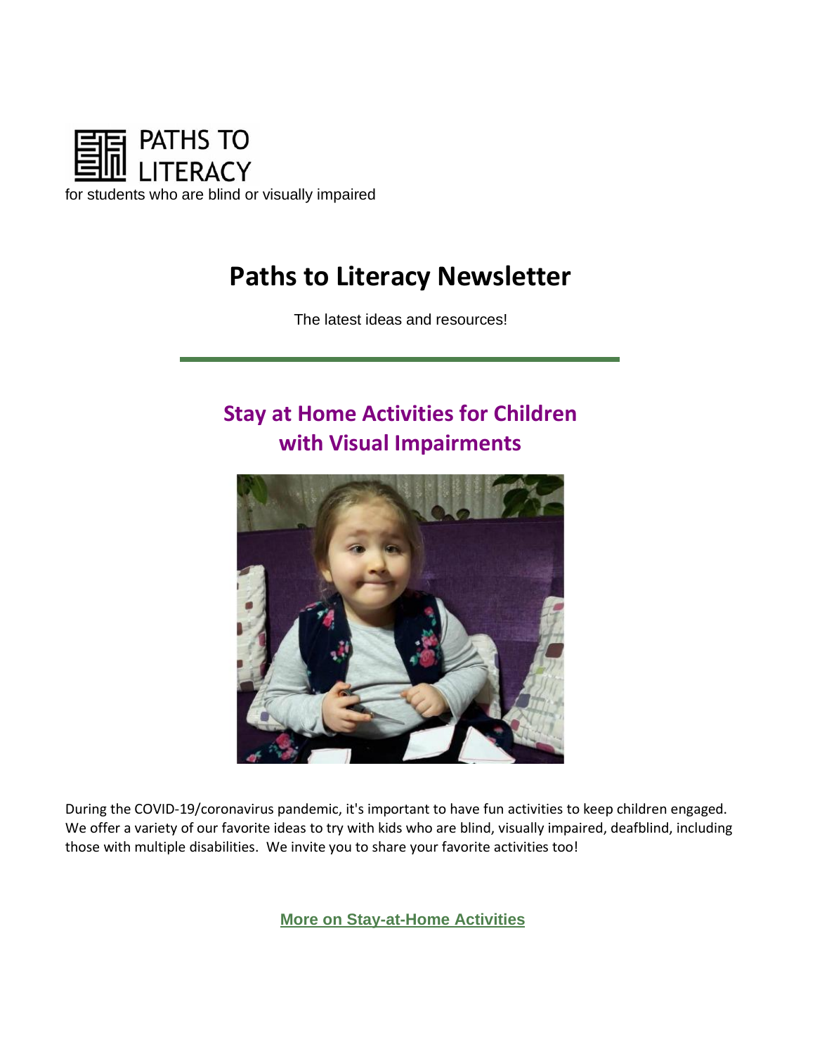PATHS TO LITERACY

for students who are blind or visually impaired

# Paths to Literacy Newsletter

The latest ideas and resources!

## Stay at Home Activities for Children with Visual Impairments

During the COVID-19/coronavirus pandemic, it's important to have fun activities to keep children engaged. We offer a variety of our favorite ideas to try with kids who are blind, visually impaired, deafblind, including those with multiple disabilities. We invite you to share your favorite activities too!

**More on Stay-at-Home Activities**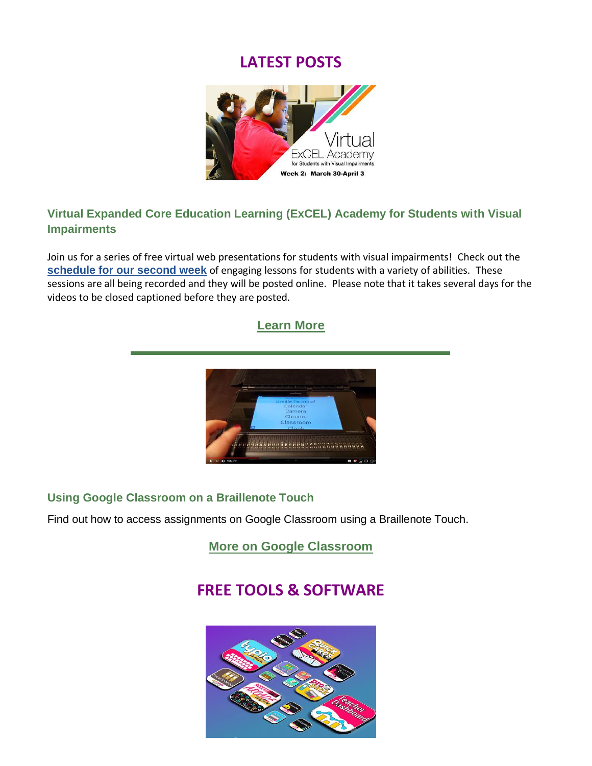## LATEST POSTS

### Virtual Expanded Core Education Learning (ExCEL) Academy for Students with Visual Impairments

Join us for a series of free virtual web presentations for students with visual impairments! Check out the **schedule for our second week** of engaging lessons for students with a variety of abilities. These sessions are all being recorded and they will be posted online. Please note that it takes several days for the videos to be closed captioned before they are posted.

**Learn More**

---

### Using Google Classroom on a Braillenote Touch

Find out how to access assignments on Google Classroom using a Braillenote Touch.

**More on Google Classroom**

## FREE TOOLS & SOFTWARE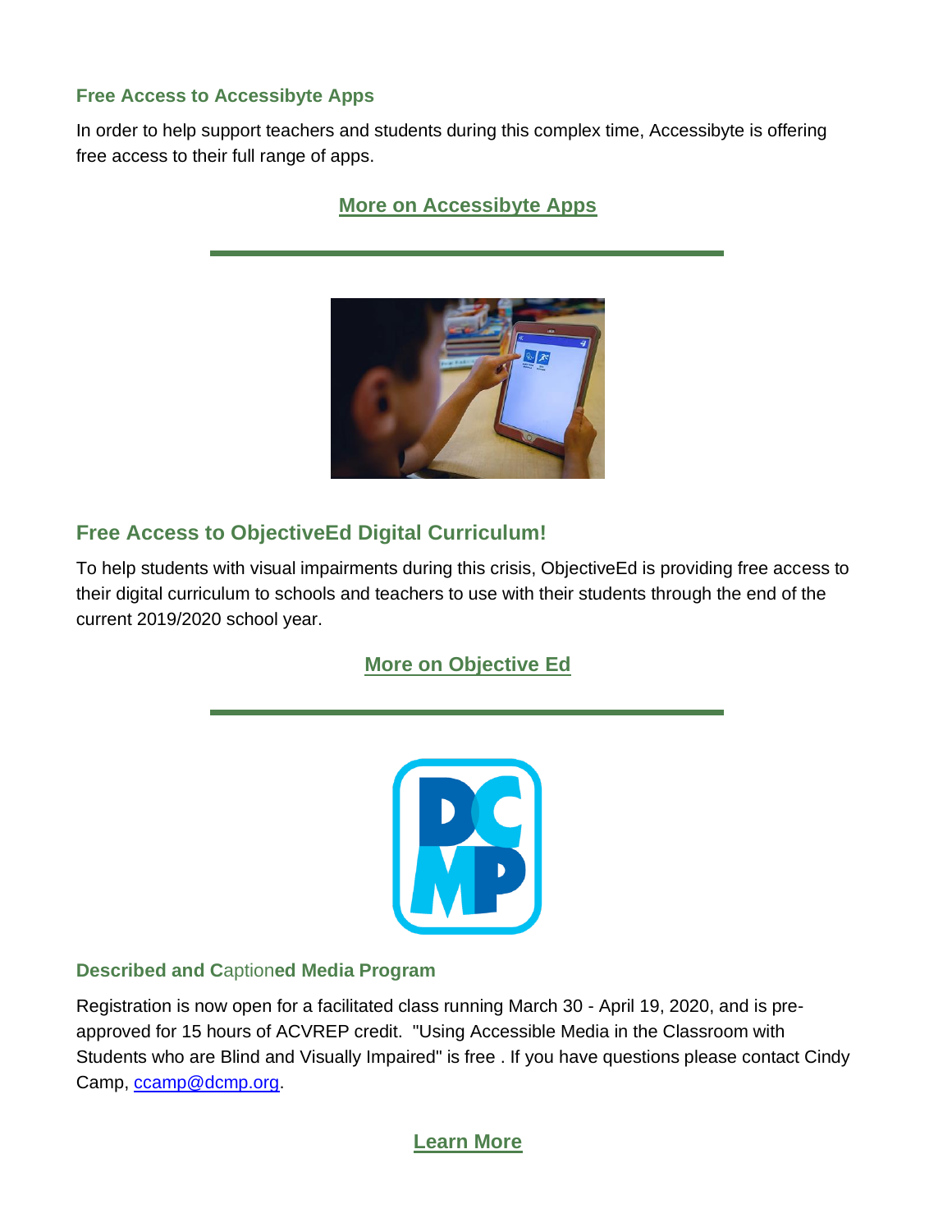### Free Access to Accessibyte Apps

In order to help support teachers and students during this complex time, Accessibyte is offering free access to their full range of apps.

**More on Accessibyte Apps**

---

## Free Access to ObjectiveEd Digital Curriculum!

To help students with visual impairments during this crisis, ObjectiveEd is providing free access to their digital curriculum to schools and teachers to use with their students through the end of the current 2019/2020 school year.

**More on Objective Ed**

---

### Described and Captioned Media Program

Registration is now open for a facilitated class running March 30 - April 19, 2020, and is pre-approved for 15 hours of ACVREP credit. "Using Accessible Media in the Classroom with Students who are Blind and Visually Impaired" is free . If you have questions please contact Cindy Camp, ccamp@dcmp.org.

**Learn More**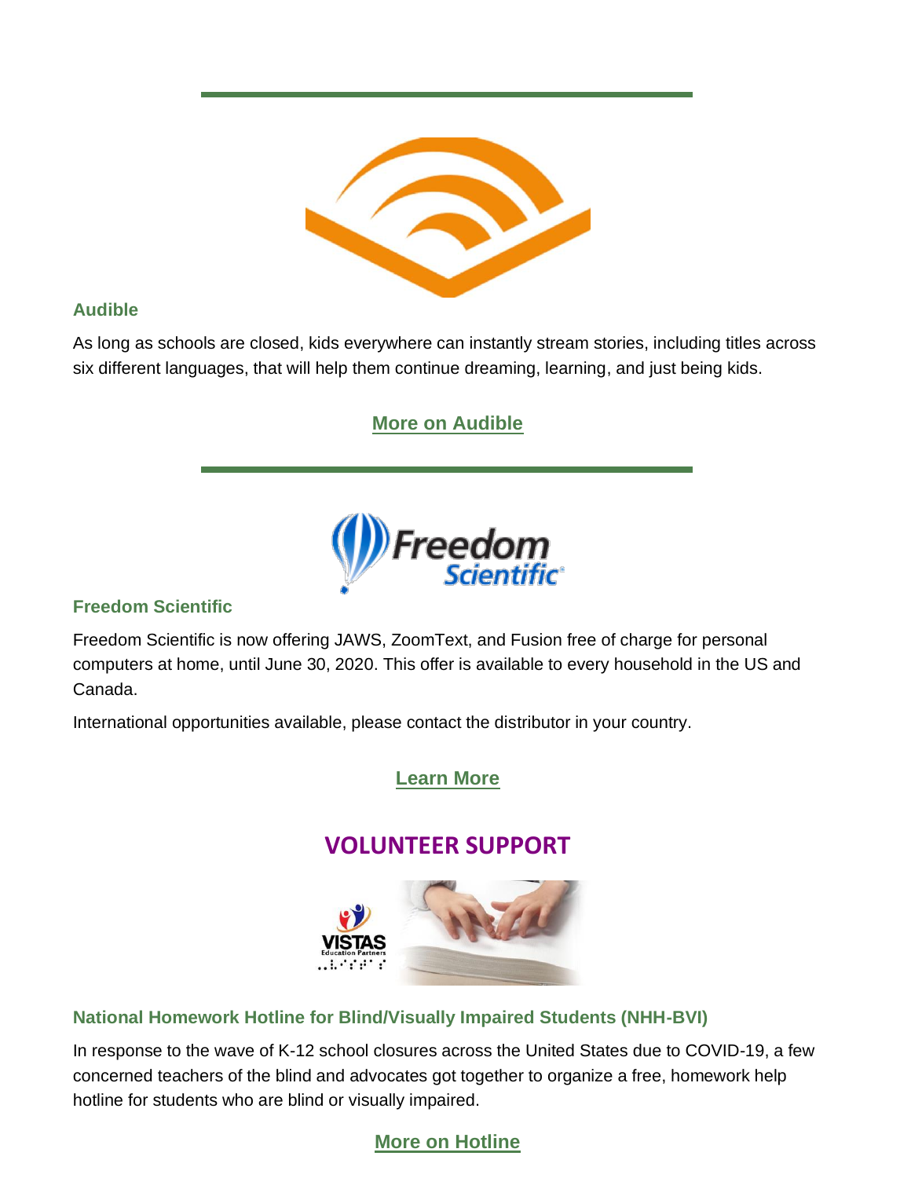### Audible

As long as schools are closed, kids everywhere can instantly stream stories, including titles across six different languages, that will help them continue dreaming, learning, and just being kids.

**More on Audible**

---

### Freedom Scientific

Freedom Scientific is now offering JAWS, ZoomText, and Fusion free of charge for personal computers at home, until June 30, 2020. This offer is available to every household in the US and Canada.

International opportunities available, please contact the distributor in your country.

**Learn More**

## VOLUNTEER SUPPORT

### National Homework Hotline for Blind/Visually Impaired Students (NHH-BVI)

In response to the wave of K-12 school closures across the United States due to COVID-19, a few concerned teachers of the blind and advocates got together to organize a free, homework help hotline for students who are blind or visually impaired.

**More on Hotline**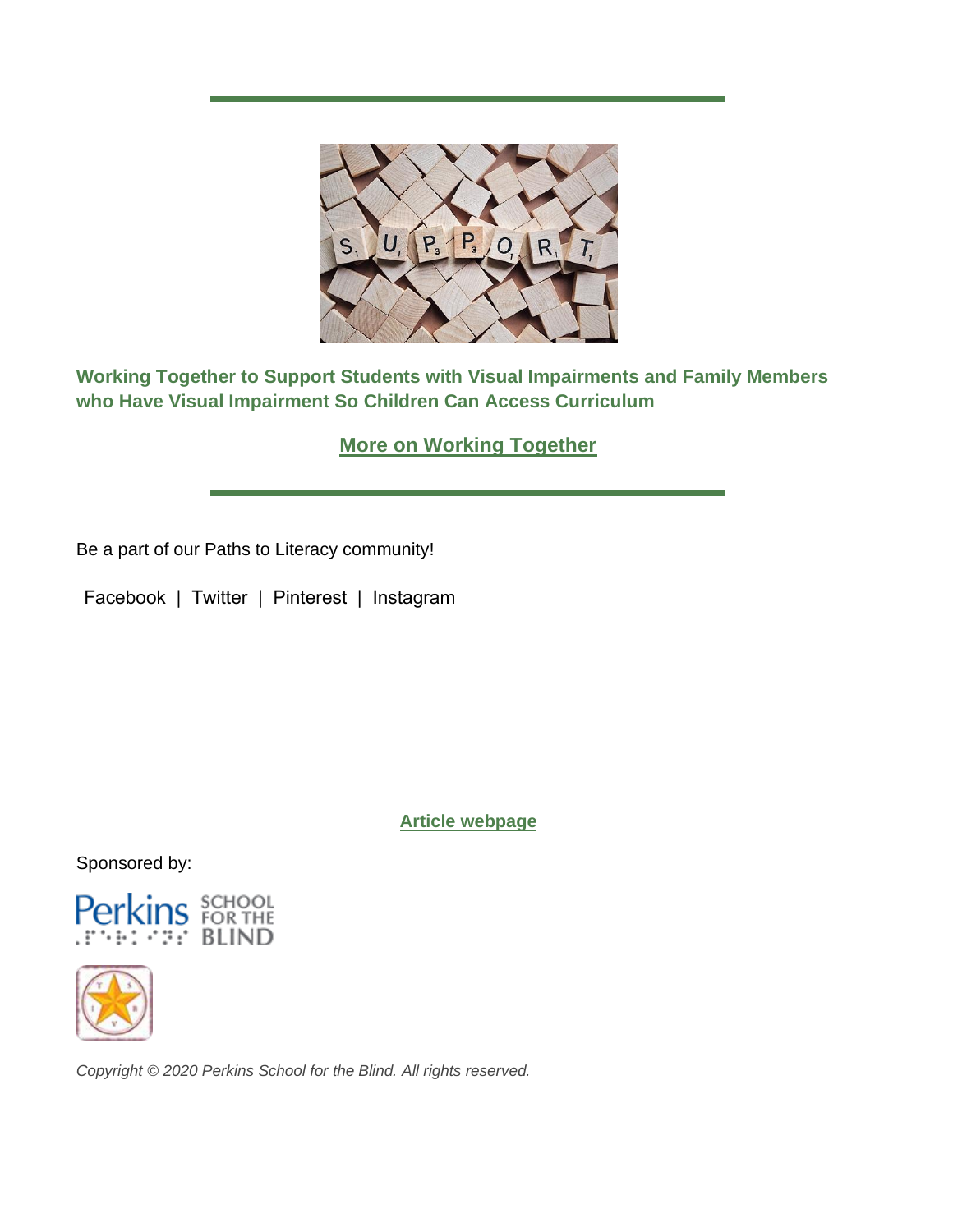**Working Together to Support Students with Visual Impairments and Family Members who Have Visual Impairment So Children Can Access Curriculum**

**More on Working Together**

---

Be a part of our Paths to Literacy community!

Facebook | Twitter | Pinterest | Instagram

**Article webpage**

Sponsored by:

*Copyright © 2020 Perkins School for the Blind. All rights reserved.*